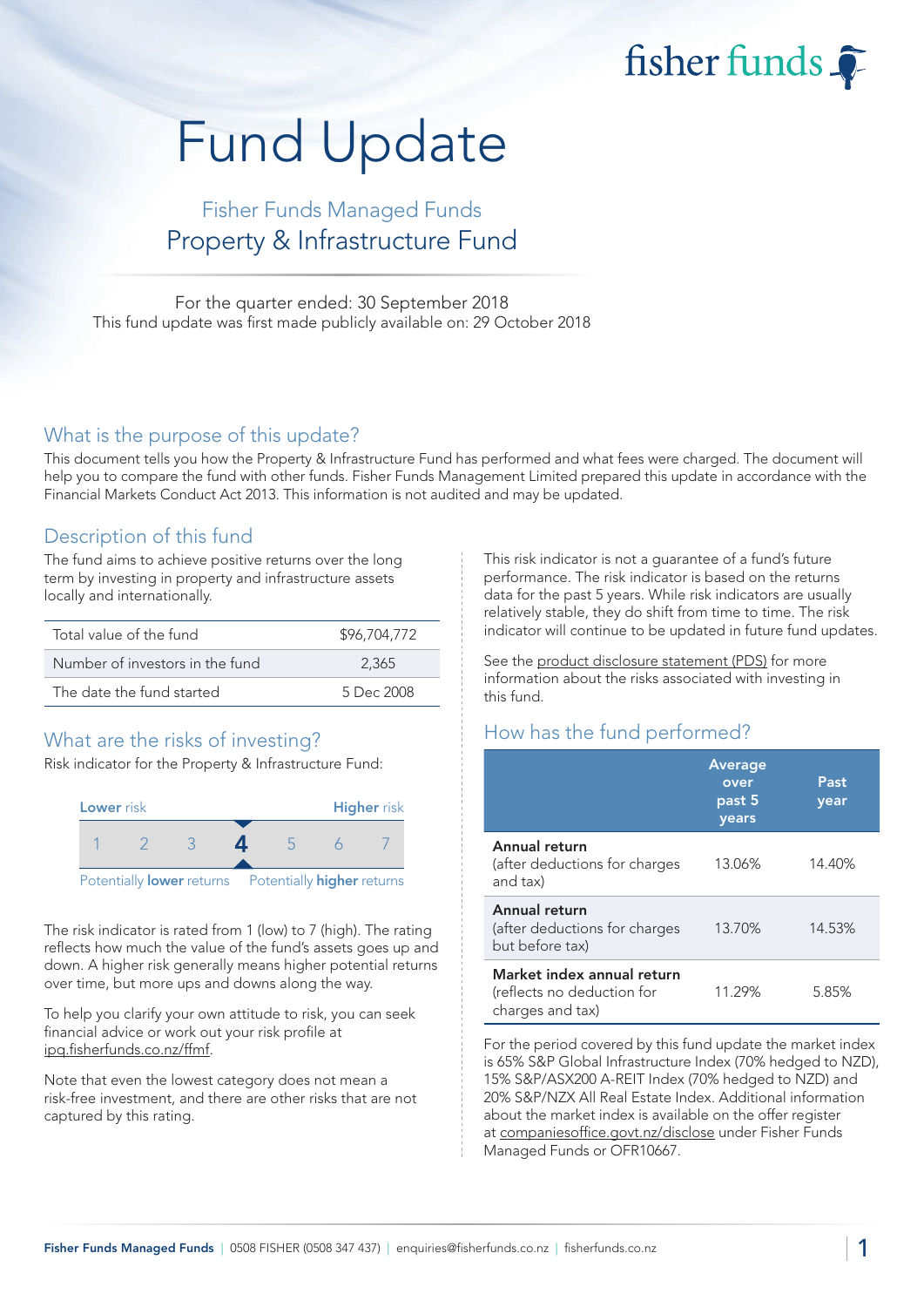# Fund Update

## Fisher Funds Managed Funds
## Property & Infrastructure Fund

For the quarter ended: 30 September 2018
This fund update was first made publicly available on: 29 October 2018

## What is the purpose of this update?

This document tells you how the Property & Infrastructure Fund has performed and what fees were charged. The document will help you to compare the fund with other funds. Fisher Funds Management Limited prepared this update in accordance with the Financial Markets Conduct Act 2013. This information is not audited and may be updated.

## Description of this fund

The fund aims to achieve positive returns over the long term by investing in property and infrastructure assets locally and internationally.

| | |
|---|---|
| Total value of the fund | $96,704,772 |
| Number of investors in the fund | 2,365 |
| The date the fund started | 5 Dec 2008 |

## What are the risks of investing?

Risk indicator for the Property & Infrastructure Fund:

| Lower risk | | | | | | Higher risk |
|---|---|---|---|---|---|---|
| 1 | 2 | 3 | **4** | 5 | 6 | 7 |

Potentially **lower** returns — Potentially **higher** returns

The risk indicator is rated from 1 (low) to 7 (high). The rating reflects how much the value of the fund's assets goes up and down. A higher risk generally means higher potential returns over time, but more ups and downs along the way.

To help you clarify your own attitude to risk, you can seek financial advice or work out your risk profile at ipq.fisherfunds.co.nz/ffmf.

Note that even the lowest category does not mean a risk-free investment, and there are other risks that are not captured by this rating.

This risk indicator is not a guarantee of a fund's future performance. The risk indicator is based on the returns data for the past 5 years. While risk indicators are usually relatively stable, they do shift from time to time. The risk indicator will continue to be updated in future fund updates.

See the product disclosure statement (PDS) for more information about the risks associated with investing in this fund.

## How has the fund performed?

| | Average over past 5 years | Past year |
|---|---|---|
| **Annual return** (after deductions for charges and tax) | 13.06% | 14.40% |
| **Annual return** (after deductions for charges but before tax) | 13.70% | 14.53% |
| **Market index annual return** (reflects no deduction for charges and tax) | 11.29% | 5.85% |

For the period covered by this fund update the market index is 65% S&P Global Infrastructure Index (70% hedged to NZD), 15% S&P/ASX200 A-REIT Index (70% hedged to NZD) and 20% S&P/NZX All Real Estate Index. Additional information about the market index is available on the offer register at companiesoffice.govt.nz/disclose under Fisher Funds Managed Funds or OFR10667.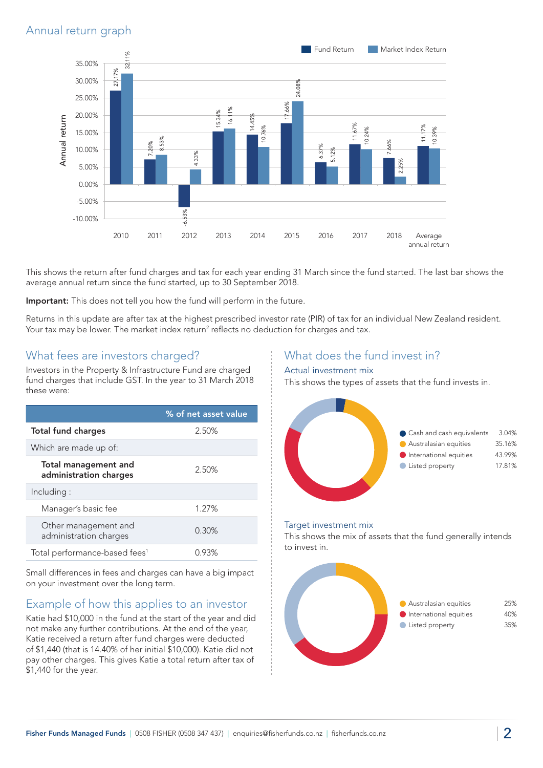## Annual return graph

| Year | Fund Return | Market Index Return |
|---|---|---|
| 2010 | 27.17% | 32.11% |
| 2011 | 7.20% | 8.53% |
| 2012 | -6.53% | 4.33% |
| 2013 | 15.34% | 16.11% |
| 2014 | 14.45% | 10.76% |
| 2015 | 17.66% | 24.08% |
| 2016 | 6.37% | 5.12% |
| 2017 | 11.67% | 10.24% |
| 2018 | 7.66% | 2.25% |
| Average annual return | 11.17% | 10.39% |

This shows the return after fund charges and tax for each year ending 31 March since the fund started. The last bar shows the average annual return since the fund started, up to 30 September 2018.

**Important:** This does not tell you how the fund will perform in the future.

Returns in this update are after tax at the highest prescribed investor rate (PIR) of tax for an individual New Zealand resident. Your tax may be lower. The market index return[2] reflects no deduction for charges and tax.

## What fees are investors charged?

Investors in the Property & Infrastructure Fund are charged fund charges that include GST. In the year to 31 March 2018 these were:

| | % of net asset value |
|---|---|
| **Total fund charges** | 2.50% |
| Which are made up of: | |
| **Total management and administration charges** | 2.50% |
| Including : | |
| Manager's basic fee | 1.27% |
| Other management and administration charges | 0.30% |
| Total performance-based fees[1] | 0.93% |

Small differences in fees and charges can have a big impact on your investment over the long term.

## Example of how this applies to an investor

Katie had $10,000 in the fund at the start of the year and did not make any further contributions. At the end of the year, Katie received a return after fund charges were deducted of $1,440 (that is 14.40% of her initial $10,000). Katie did not pay other charges. This gives Katie a total return after tax of $1,440 for the year.

## What does the fund invest in?

### Actual investment mix

This shows the types of assets that the fund invests in.

| Asset | % |
|---|---|
| Cash and cash equivalents | 3.04% |
| Australasian equities | 35.16% |
| International equities | 43.99% |
| Listed property | 17.81% |

### Target investment mix

This shows the mix of assets that the fund generally intends to invest in.

| Asset | % |
|---|---|
| Australasian equities | 25% |
| International equities | 40% |
| Listed property | 35% |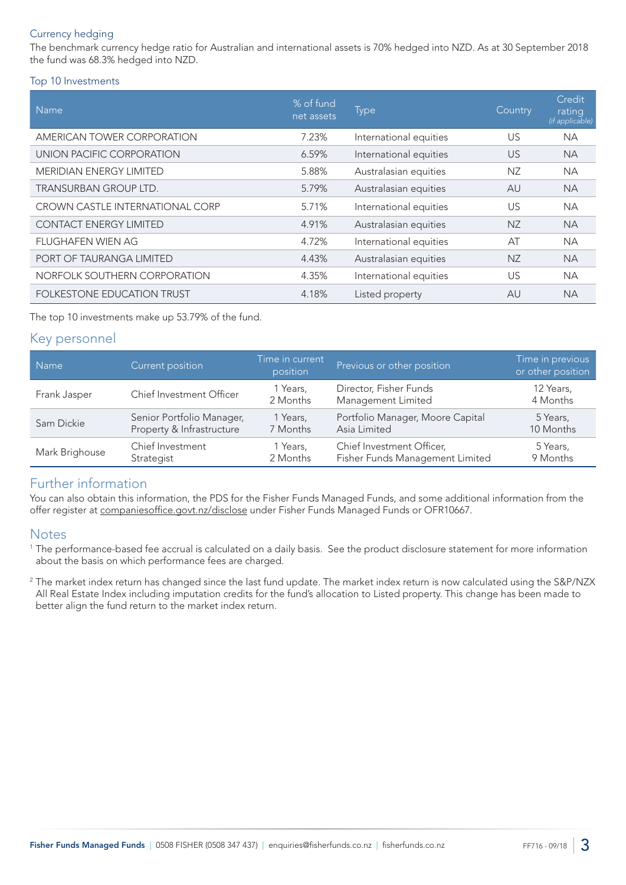## Currency hedging

The benchmark currency hedge ratio for Australian and international assets is 70% hedged into NZD. As at 30 September 2018 the fund was 68.3% hedged into NZD.

## Top 10 Investments

| Name | % of fund net assets | Type | Country | Credit rating *(if applicable)* |
|---|---|---|---|---|
| AMERICAN TOWER CORPORATION | 7.23% | International equities | US | NA |
| UNION PACIFIC CORPORATION | 6.59% | International equities | US | NA |
| MERIDIAN ENERGY LIMITED | 5.88% | Australasian equities | NZ | NA |
| TRANSURBAN GROUP LTD. | 5.79% | Australasian equities | AU | NA |
| CROWN CASTLE INTERNATIONAL CORP | 5.71% | International equities | US | NA |
| CONTACT ENERGY LIMITED | 4.91% | Australasian equities | NZ | NA |
| FLUGHAFEN WIEN AG | 4.72% | International equities | AT | NA |
| PORT OF TAURANGA LIMITED | 4.43% | Australasian equities | NZ | NA |
| NORFOLK SOUTHERN CORPORATION | 4.35% | International equities | US | NA |
| FOLKESTONE EDUCATION TRUST | 4.18% | Listed property | AU | NA |

The top 10 investments make up 53.79% of the fund.

## Key personnel

| Name | Current position | Time in current position | Previous or other position | Time in previous or other position |
|---|---|---|---|---|
| Frank Jasper | Chief Investment Officer | 1 Years, 2 Months | Director, Fisher Funds Management Limited | 12 Years, 4 Months |
| Sam Dickie | Senior Portfolio Manager, Property & Infrastructure | 1 Years, 7 Months | Portfolio Manager, Moore Capital Asia Limited | 5 Years, 10 Months |
| Mark Brighouse | Chief Investment Strategist | 1 Years, 2 Months | Chief Investment Officer, Fisher Funds Management Limited | 5 Years, 9 Months |

## Further information

You can also obtain this information, the PDS for the Fisher Funds Managed Funds, and some additional information from the offer register at companiesoffice.govt.nz/disclose under Fisher Funds Managed Funds or OFR10667.

## Notes

[1] The performance-based fee accrual is calculated on a daily basis. See the product disclosure statement for more information about the basis on which performance fees are charged.

[2] The market index return has changed since the last fund update. The market index return is now calculated using the S&P/NZX All Real Estate Index including imputation credits for the fund's allocation to Listed property. This change has been made to better align the fund return to the market index return.